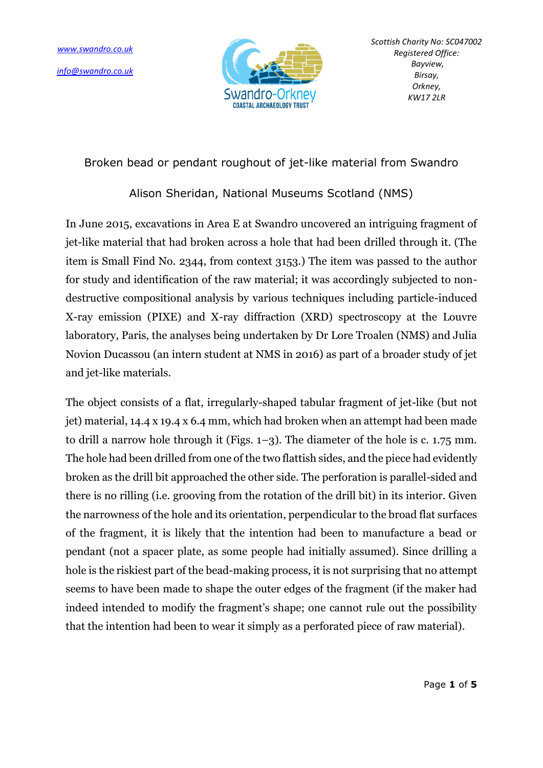www.swandro.co.uk

info@swandro.co.uk

Swandro-Orkney COASTAL ARCHAEOLOGY TRUST

*Scottish Charity No: SC047002*
*Registered Office:*
*Bayview,*
*Birsay,*
*Orkney,*
*KW17 2LR*

# Broken bead or pendant roughout of jet-like material from Swandro

## Alison Sheridan, National Museums Scotland (NMS)

In June 2015, excavations in Area E at Swandro uncovered an intriguing fragment of jet-like material that had broken across a hole that had been drilled through it. (The item is Small Find No. 2344, from context 3153.) The item was passed to the author for study and identification of the raw material; it was accordingly subjected to non-destructive compositional analysis by various techniques including particle-induced X-ray emission (PIXE) and X-ray diffraction (XRD) spectroscopy at the Louvre laboratory, Paris, the analyses being undertaken by Dr Lore Troalen (NMS) and Julia Novion Ducassou (an intern student at NMS in 2016) as part of a broader study of jet and jet-like materials.

The object consists of a flat, irregularly-shaped tabular fragment of jet-like (but not jet) material, 14.4 x 19.4 x 6.4 mm, which had broken when an attempt had been made to drill a narrow hole through it (Figs. 1–3). The diameter of the hole is c. 1.75 mm. The hole had been drilled from one of the two flattish sides, and the piece had evidently broken as the drill bit approached the other side. The perforation is parallel-sided and there is no rilling (i.e. grooving from the rotation of the drill bit) in its interior. Given the narrowness of the hole and its orientation, perpendicular to the broad flat surfaces of the fragment, it is likely that the intention had been to manufacture a bead or pendant (not a spacer plate, as some people had initially assumed). Since drilling a hole is the riskiest part of the bead-making process, it is not surprising that no attempt seems to have been made to shape the outer edges of the fragment (if the maker had indeed intended to modify the fragment's shape; one cannot rule out the possibility that the intention had been to wear it simply as a perforated piece of raw material).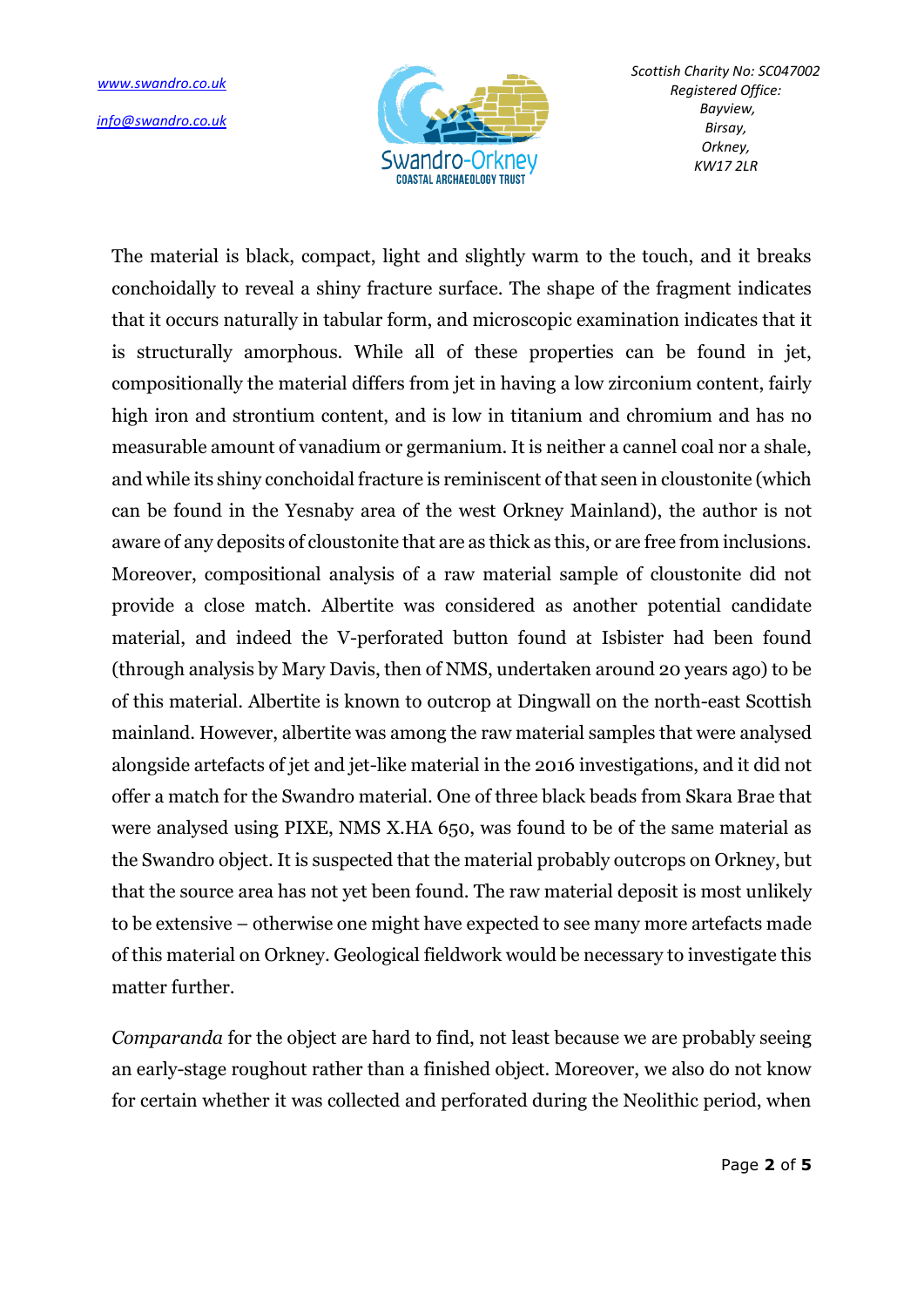The material is black, compact, light and slightly warm to the touch, and it breaks conchoidally to reveal a shiny fracture surface. The shape of the fragment indicates that it occurs naturally in tabular form, and microscopic examination indicates that it is structurally amorphous. While all of these properties can be found in jet, compositionally the material differs from jet in having a low zirconium content, fairly high iron and strontium content, and is low in titanium and chromium and has no measurable amount of vanadium or germanium. It is neither a cannel coal nor a shale, and while its shiny conchoidal fracture is reminiscent of that seen in cloustonite (which can be found in the Yesnaby area of the west Orkney Mainland), the author is not aware of any deposits of cloustonite that are as thick as this, or are free from inclusions. Moreover, compositional analysis of a raw material sample of cloustonite did not provide a close match. Albertite was considered as another potential candidate material, and indeed the V-perforated button found at Isbister had been found (through analysis by Mary Davis, then of NMS, undertaken around 20 years ago) to be of this material. Albertite is known to outcrop at Dingwall on the north-east Scottish mainland. However, albertite was among the raw material samples that were analysed alongside artefacts of jet and jet-like material in the 2016 investigations, and it did not offer a match for the Swandro material. One of three black beads from Skara Brae that were analysed using PIXE, NMS X.HA 650, was found to be of the same material as the Swandro object. It is suspected that the material probably outcrops on Orkney, but that the source area has not yet been found. The raw material deposit is most unlikely to be extensive – otherwise one might have expected to see many more artefacts made of this material on Orkney. Geological fieldwork would be necessary to investigate this matter further.

*Comparanda* for the object are hard to find, not least because we are probably seeing an early-stage roughout rather than a finished object. Moreover, we also do not know for certain whether it was collected and perforated during the Neolithic period, when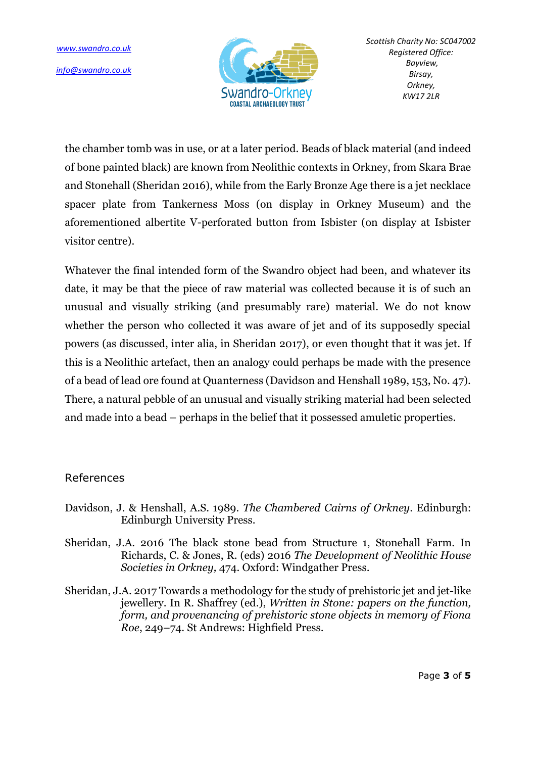the chamber tomb was in use, or at a later period. Beads of black material (and indeed of bone painted black) are known from Neolithic contexts in Orkney, from Skara Brae and Stonehall (Sheridan 2016), while from the Early Bronze Age there is a jet necklace spacer plate from Tankerness Moss (on display in Orkney Museum) and the aforementioned albertite V-perforated button from Isbister (on display at Isbister visitor centre).

Whatever the final intended form of the Swandro object had been, and whatever its date, it may be that the piece of raw material was collected because it is of such an unusual and visually striking (and presumably rare) material. We do not know whether the person who collected it was aware of jet and of its supposedly special powers (as discussed, inter alia, in Sheridan 2017), or even thought that it was jet. If this is a Neolithic artefact, then an analogy could perhaps be made with the presence of a bead of lead ore found at Quanterness (Davidson and Henshall 1989, 153, No. 47). There, a natural pebble of an unusual and visually striking material had been selected and made into a bead – perhaps in the belief that it possessed amuletic properties.

## References

Davidson, J. & Henshall, A.S. 1989. *The Chambered Cairns of Orkney*. Edinburgh: Edinburgh University Press.

Sheridan, J.A. 2016 The black stone bead from Structure 1, Stonehall Farm. In Richards, C. & Jones, R. (eds) 2016 *The Development of Neolithic House Societies in Orkney,* 474. Oxford: Windgather Press.

Sheridan, J.A. 2017 Towards a methodology for the study of prehistoric jet and jet-like jewellery. In R. Shaffrey (ed.), *Written in Stone: papers on the function, form, and provenancing of prehistoric stone objects in memory of Fiona Roe*, 249–74. St Andrews: Highfield Press.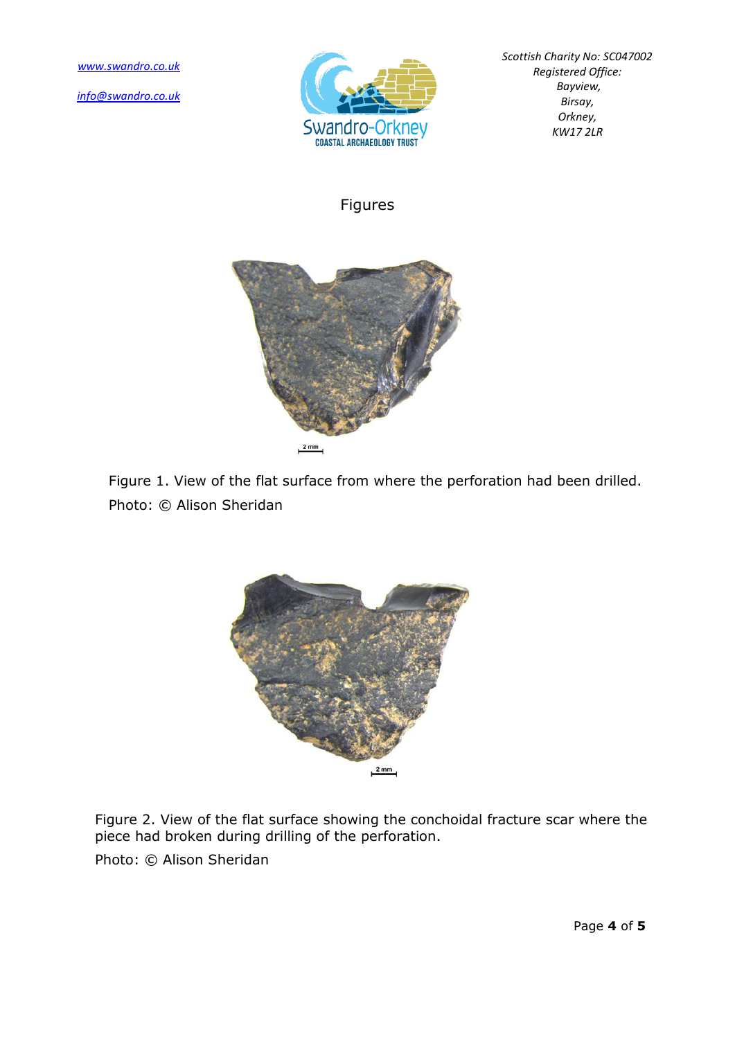Figures

Figure 1. View of the flat surface from where the perforation had been drilled. Photo: © Alison Sheridan

Figure 2. View of the flat surface showing the conchoidal fracture scar where the piece had broken during drilling of the perforation.

Photo: © Alison Sheridan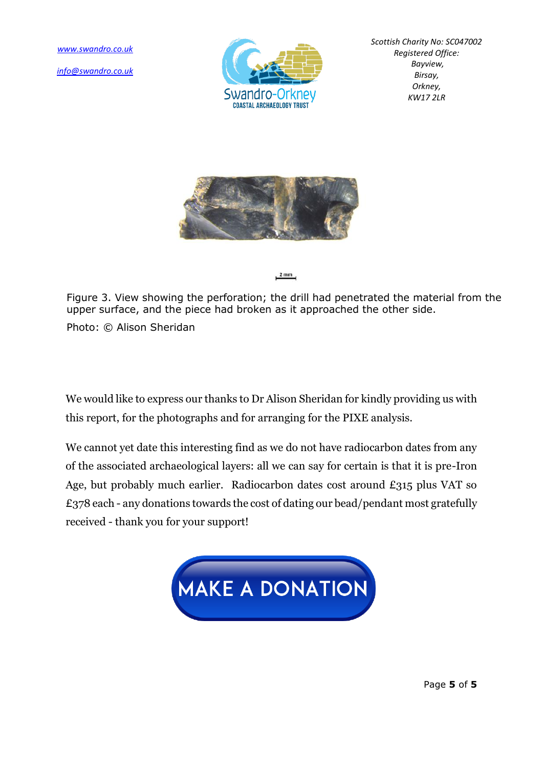www.swandro.co.uk

info@swandro.co.uk

Scottish Charity No: SC047002
Registered Office:
Bayview,
Birsay,
Orkney,
KW17 2LR

2 mm

Figure 3. View showing the perforation; the drill had penetrated the material from the upper surface, and the piece had broken as it approached the other side.

Photo: © Alison Sheridan

We would like to express our thanks to Dr Alison Sheridan for kindly providing us with this report, for the photographs and for arranging for the PIXE analysis.

We cannot yet date this interesting find as we do not have radiocarbon dates from any of the associated archaeological layers: all we can say for certain is that it is pre-Iron Age, but probably much earlier. Radiocarbon dates cost around £315 plus VAT so £378 each - any donations towards the cost of dating our bead/pendant most gratefully received - thank you for your support!

MAKE A DONATION